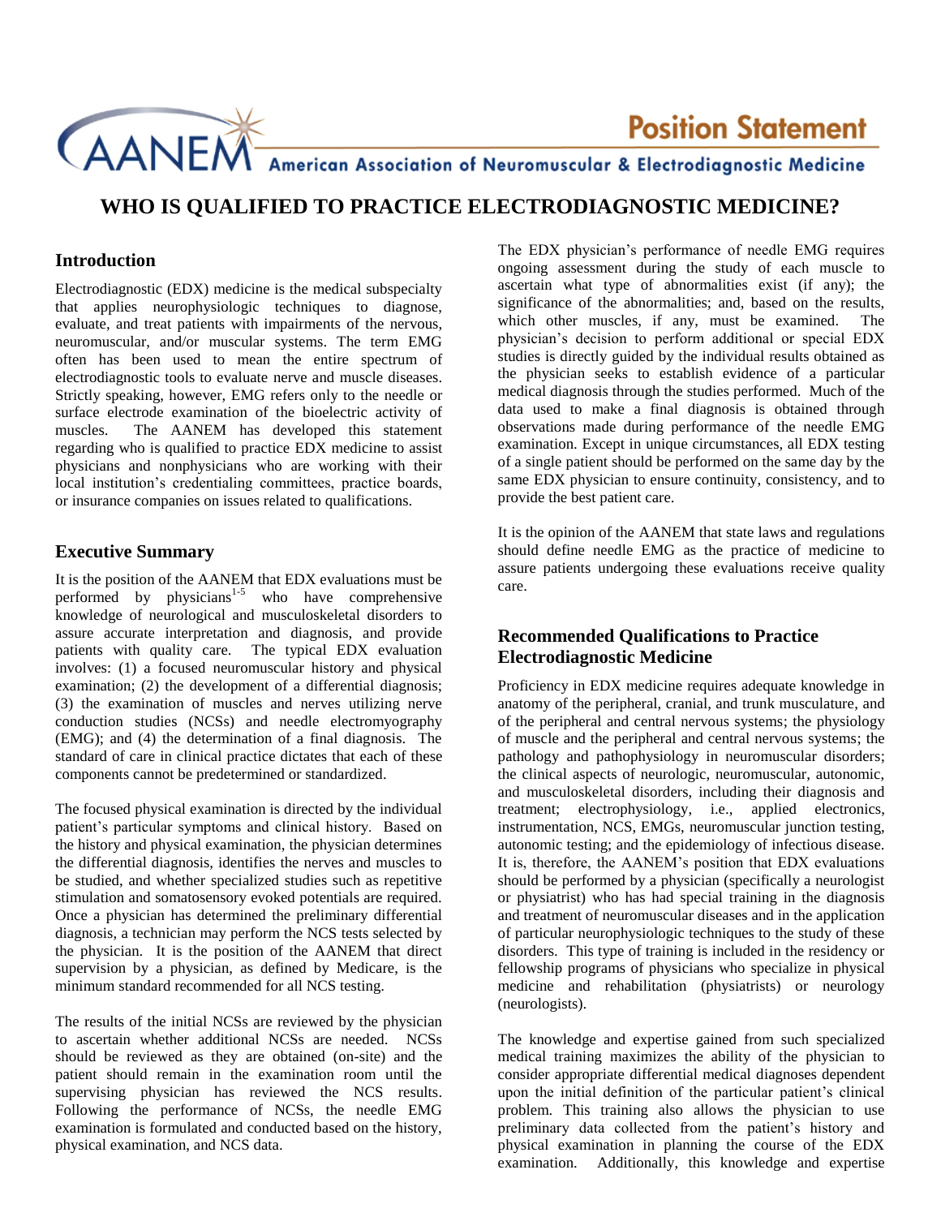Position Statement

AANEM American Association of Neuromuscular & Electrodiagnostic Medicine

# WHO IS QUALIFIED TO PRACTICE ELECTRODIAGNOSTIC MEDICINE?

## Introduction

Electrodiagnostic (EDX) medicine is the medical subspecialty that applies neurophysiologic techniques to diagnose, evaluate, and treat patients with impairments of the nervous, neuromuscular, and/or muscular systems. The term EMG often has been used to mean the entire spectrum of electrodiagnostic tools to evaluate nerve and muscle diseases. Strictly speaking, however, EMG refers only to the needle or surface electrode examination of the bioelectric activity of muscles. The AANEM has developed this statement regarding who is qualified to practice EDX medicine to assist physicians and nonphysicians who are working with their local institution's credentialing committees, practice boards, or insurance companies on issues related to qualifications.

## Executive Summary

It is the position of the AANEM that EDX evaluations must be performed by physicians[1-5] who have comprehensive knowledge of neurological and musculoskeletal disorders to assure accurate interpretation and diagnosis, and provide patients with quality care. The typical EDX evaluation involves: (1) a focused neuromuscular history and physical examination; (2) the development of a differential diagnosis; (3) the examination of muscles and nerves utilizing nerve conduction studies (NCSs) and needle electromyography (EMG); and (4) the determination of a final diagnosis. The standard of care in clinical practice dictates that each of these components cannot be predetermined or standardized.

The focused physical examination is directed by the individual patient's particular symptoms and clinical history. Based on the history and physical examination, the physician determines the differential diagnosis, identifies the nerves and muscles to be studied, and whether specialized studies such as repetitive stimulation and somatosensory evoked potentials are required. Once a physician has determined the preliminary differential diagnosis, a technician may perform the NCS tests selected by the physician. It is the position of the AANEM that direct supervision by a physician, as defined by Medicare, is the minimum standard recommended for all NCS testing.

The results of the initial NCSs are reviewed by the physician to ascertain whether additional NCSs are needed. NCSs should be reviewed as they are obtained (on-site) and the patient should remain in the examination room until the supervising physician has reviewed the NCS results. Following the performance of NCSs, the needle EMG examination is formulated and conducted based on the history, physical examination, and NCS data.

The EDX physician's performance of needle EMG requires ongoing assessment during the study of each muscle to ascertain what type of abnormalities exist (if any); the significance of the abnormalities; and, based on the results, which other muscles, if any, must be examined. The physician's decision to perform additional or special EDX studies is directly guided by the individual results obtained as the physician seeks to establish evidence of a particular medical diagnosis through the studies performed. Much of the data used to make a final diagnosis is obtained through observations made during performance of the needle EMG examination. Except in unique circumstances, all EDX testing of a single patient should be performed on the same day by the same EDX physician to ensure continuity, consistency, and to provide the best patient care.

It is the opinion of the AANEM that state laws and regulations should define needle EMG as the practice of medicine to assure patients undergoing these evaluations receive quality care.

## Recommended Qualifications to Practice Electrodiagnostic Medicine

Proficiency in EDX medicine requires adequate knowledge in anatomy of the peripheral, cranial, and trunk musculature, and of the peripheral and central nervous systems; the physiology of muscle and the peripheral and central nervous systems; the pathology and pathophysiology in neuromuscular disorders; the clinical aspects of neurologic, neuromuscular, autonomic, and musculoskeletal disorders, including their diagnosis and treatment; electrophysiology, i.e., applied electronics, instrumentation, NCS, EMGs, neuromuscular junction testing, autonomic testing; and the epidemiology of infectious disease. It is, therefore, the AANEM's position that EDX evaluations should be performed by a physician (specifically a neurologist or physiatrist) who has had special training in the diagnosis and treatment of neuromuscular diseases and in the application of particular neurophysiologic techniques to the study of these disorders. This type of training is included in the residency or fellowship programs of physicians who specialize in physical medicine and rehabilitation (physiatrists) or neurology (neurologists).

The knowledge and expertise gained from such specialized medical training maximizes the ability of the physician to consider appropriate differential medical diagnoses dependent upon the initial definition of the particular patient's clinical problem. This training also allows the physician to use preliminary data collected from the patient's history and physical examination in planning the course of the EDX examination. Additionally, this knowledge and expertise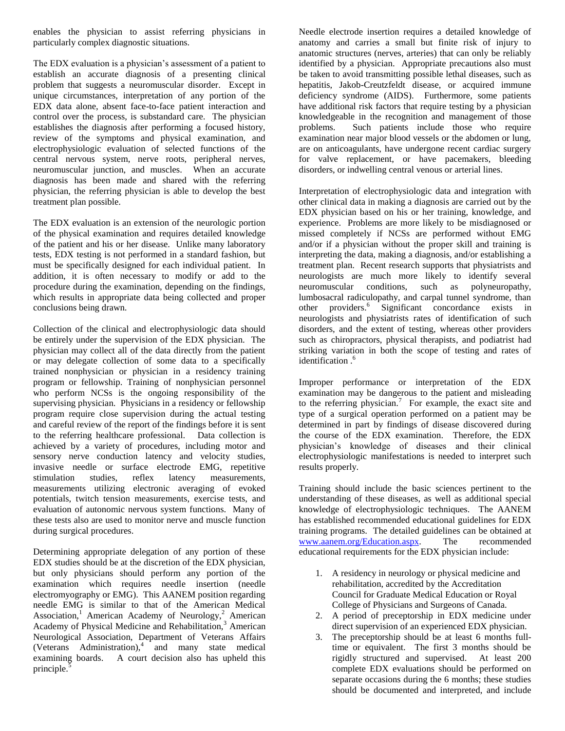enables the physician to assist referring physicians in particularly complex diagnostic situations.

The EDX evaluation is a physician's assessment of a patient to establish an accurate diagnosis of a presenting clinical problem that suggests a neuromuscular disorder. Except in unique circumstances, interpretation of any portion of the EDX data alone, absent face-to-face patient interaction and control over the process, is substandard care. The physician establishes the diagnosis after performing a focused history, review of the symptoms and physical examination, and electrophysiologic evaluation of selected functions of the central nervous system, nerve roots, peripheral nerves, neuromuscular junction, and muscles. When an accurate diagnosis has been made and shared with the referring physician, the referring physician is able to develop the best treatment plan possible.

The EDX evaluation is an extension of the neurologic portion of the physical examination and requires detailed knowledge of the patient and his or her disease. Unlike many laboratory tests, EDX testing is not performed in a standard fashion, but must be specifically designed for each individual patient. In addition, it is often necessary to modify or add to the procedure during the examination, depending on the findings, which results in appropriate data being collected and proper conclusions being drawn.

Collection of the clinical and electrophysiologic data should be entirely under the supervision of the EDX physician. The physician may collect all of the data directly from the patient or may delegate collection of some data to a specifically trained nonphysician or physician in a residency training program or fellowship. Training of nonphysician personnel who perform NCSs is the ongoing responsibility of the supervising physician. Physicians in a residency or fellowship program require close supervision during the actual testing and careful review of the findings before it is sent to the referring healthcare professional. Data collection is achieved by a variety of procedures, including motor and sensory nerve conduction latency and velocity studies, invasive needle or surface electrode EMG, repetitive stimulation studies, reflex latency measurements, measurements utilizing electronic averaging of evoked potentials, twitch tension measurements, exercise tests, and evaluation of autonomic nervous system functions. Many of these tests also are used to monitor nerve and muscle function during surgical procedures.

Determining appropriate delegation of any portion of these EDX studies should be at the discretion of the EDX physician, but only physicians should perform any portion of the examination which requires needle insertion (needle electromyography or EMG). This AANEM position regarding needle EMG is similar to that of the American Medical Association,[1] American Academy of Neurology,[2] American Academy of Physical Medicine and Rehabilitation,[3] American Neurological Association, Department of Veterans Affairs (Veterans Administration),[4] and many state medical examining boards. A court decision also has upheld this principle.[5]

Needle electrode insertion requires a detailed knowledge of anatomy and carries a small but finite risk of injury to anatomic structures (nerves, arteries) that can only be reliably identified by a physician. Appropriate precautions also must be taken to avoid transmitting possible lethal diseases, such as hepatitis, Jakob-Creutzfeldt disease, or acquired immune deficiency syndrome (AIDS). Furthermore, some patients have additional risk factors that require testing by a physician knowledgeable in the recognition and management of those problems. Such patients include those who require examination near major blood vessels or the abdomen or lung, are on anticoagulants, have undergone recent cardiac surgery for valve replacement, or have pacemakers, bleeding disorders, or indwelling central venous or arterial lines.

Interpretation of electrophysiologic data and integration with other clinical data in making a diagnosis are carried out by the EDX physician based on his or her training, knowledge, and experience. Problems are more likely to be misdiagnosed or missed completely if NCSs are performed without EMG and/or if a physician without the proper skill and training is interpreting the data, making a diagnosis, and/or establishing a treatment plan. Recent research supports that physiatrists and neurologists are much more likely to identify several neuromuscular conditions, such as polyneuropathy, lumbosacral radiculopathy, and carpal tunnel syndrome, than other providers.[6] Significant concordance exists in neurologists and physiatrists rates of identification of such disorders, and the extent of testing, whereas other providers such as chiropractors, physical therapists, and podiatrist had striking variation in both the scope of testing and rates of identification .[6]

Improper performance or interpretation of the EDX examination may be dangerous to the patient and misleading to the referring physician.[7] For example, the exact site and type of a surgical operation performed on a patient may be determined in part by findings of disease discovered during the course of the EDX examination. Therefore, the EDX physician's knowledge of diseases and their clinical electrophysiologic manifestations is needed to interpret such results properly.

Training should include the basic sciences pertinent to the understanding of these diseases, as well as additional special knowledge of electrophysiologic techniques. The AANEM has established recommended educational guidelines for EDX training programs. The detailed guidelines can be obtained at www.aanem.org/Education.aspx. The recommended educational requirements for the EDX physician include:

1. A residency in neurology or physical medicine and rehabilitation, accredited by the Accreditation Council for Graduate Medical Education or Royal College of Physicians and Surgeons of Canada.
2. A period of preceptorship in EDX medicine under direct supervision of an experienced EDX physician.
3. The preceptorship should be at least 6 months full-time or equivalent. The first 3 months should be rigidly structured and supervised. At least 200 complete EDX evaluations should be performed on separate occasions during the 6 months; these studies should be documented and interpreted, and include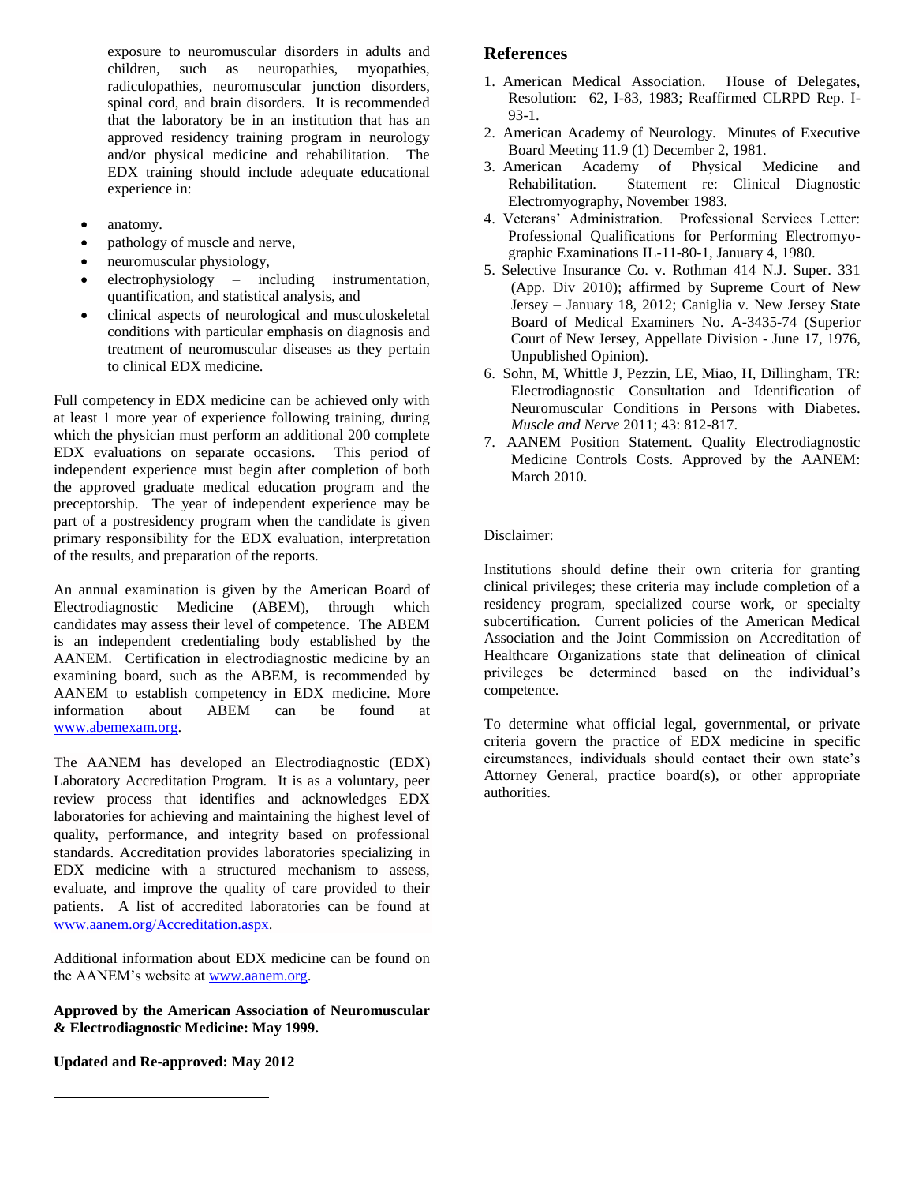exposure to neuromuscular disorders in adults and children, such as neuropathies, myopathies, radiculopathies, neuromuscular junction disorders, spinal cord, and brain disorders. It is recommended that the laboratory be in an institution that has an approved residency training program in neurology and/or physical medicine and rehabilitation. The EDX training should include adequate educational experience in:

- anatomy.
- pathology of muscle and nerve,
- neuromuscular physiology,
- electrophysiology – including instrumentation, quantification, and statistical analysis, and
- clinical aspects of neurological and musculoskeletal conditions with particular emphasis on diagnosis and treatment of neuromuscular diseases as they pertain to clinical EDX medicine.

Full competency in EDX medicine can be achieved only with at least 1 more year of experience following training, during which the physician must perform an additional 200 complete EDX evaluations on separate occasions. This period of independent experience must begin after completion of both the approved graduate medical education program and the preceptorship. The year of independent experience may be part of a postresidency program when the candidate is given primary responsibility for the EDX evaluation, interpretation of the results, and preparation of the reports.

An annual examination is given by the American Board of Electrodiagnostic Medicine (ABEM), through which candidates may assess their level of competence. The ABEM is an independent credentialing body established by the AANEM. Certification in electrodiagnostic medicine by an examining board, such as the ABEM, is recommended by AANEM to establish competency in EDX medicine. More information about ABEM can be found at www.abemexam.org.

The AANEM has developed an Electrodiagnostic (EDX) Laboratory Accreditation Program. It is as a voluntary, peer review process that identifies and acknowledges EDX laboratories for achieving and maintaining the highest level of quality, performance, and integrity based on professional standards. Accreditation provides laboratories specializing in EDX medicine with a structured mechanism to assess, evaluate, and improve the quality of care provided to their patients. A list of accredited laboratories can be found at www.aanem.org/Accreditation.aspx.

Additional information about EDX medicine can be found on the AANEM's website at www.aanem.org.

**Approved by the American Association of Neuromuscular & Electrodiagnostic Medicine: May 1999.**

**Updated and Re-approved: May 2012**

## References

1. American Medical Association. House of Delegates, Resolution: 62, I-83, 1983; Reaffirmed CLRPD Rep. I-93-1.
2. American Academy of Neurology. Minutes of Executive Board Meeting 11.9 (1) December 2, 1981.
3. American Academy of Physical Medicine and Rehabilitation. Statement re: Clinical Diagnostic Electromyography, November 1983.
4. Veterans' Administration. Professional Services Letter: Professional Qualifications for Performing Electromyographic Examinations IL-11-80-1, January 4, 1980.
5. Selective Insurance Co. v. Rothman 414 N.J. Super. 331 (App. Div 2010); affirmed by Supreme Court of New Jersey – January 18, 2012; Caniglia v. New Jersey State Board of Medical Examiners No. A-3435-74 (Superior Court of New Jersey, Appellate Division - June 17, 1976, Unpublished Opinion).
6. Sohn, M, Whittle J, Pezzin, LE, Miao, H, Dillingham, TR: Electrodiagnostic Consultation and Identification of Neuromuscular Conditions in Persons with Diabetes. *Muscle and Nerve* 2011; 43: 812-817.
7. AANEM Position Statement. Quality Electrodiagnostic Medicine Controls Costs. Approved by the AANEM: March 2010.

Disclaimer:

Institutions should define their own criteria for granting clinical privileges; these criteria may include completion of a residency program, specialized course work, or specialty subcertification. Current policies of the American Medical Association and the Joint Commission on Accreditation of Healthcare Organizations state that delineation of clinical privileges be determined based on the individual's competence.

To determine what official legal, governmental, or private criteria govern the practice of EDX medicine in specific circumstances, individuals should contact their own state's Attorney General, practice board(s), or other appropriate authorities.